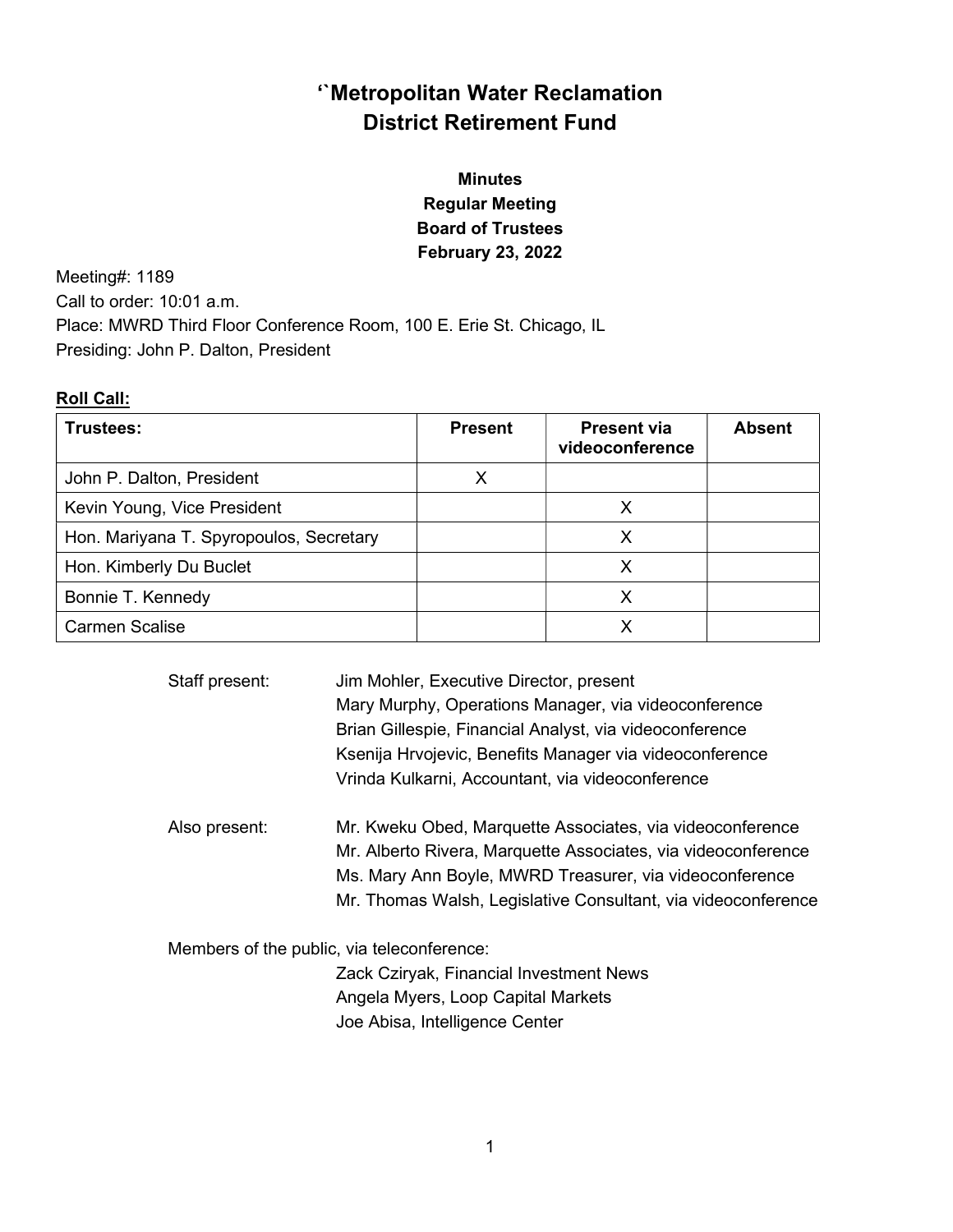# ‘`Metropolitan Water Reclamation District Retirement Fund

**Minutes**
**Regular Meeting**
**Board of Trustees**
**February 23, 2022**

Meeting#: 1189
Call to order: 10:01 a.m.
Place: MWRD Third Floor Conference Room, 100 E. Erie St. Chicago, IL
Presiding: John P. Dalton, President

**Roll Call:**

| Trustees: | Present | Present via videoconference | Absent |
|---|---|---|---|
| John P. Dalton, President | X | | |
| Kevin Young, Vice President | | X | |
| Hon. Mariyana T. Spyropoulos, Secretary | | X | |
| Hon. Kimberly Du Buclet | | X | |
| Bonnie T. Kennedy | | X | |
| Carmen Scalise | | X | |

Staff present:
- Jim Mohler, Executive Director, present
- Mary Murphy, Operations Manager, via videoconference
- Brian Gillespie, Financial Analyst, via videoconference
- Ksenija Hrvojevic, Benefits Manager via videoconference
- Vrinda Kulkarni, Accountant, via videoconference

Also present:
- Mr. Kweku Obed, Marquette Associates, via videoconference
- Mr. Alberto Rivera, Marquette Associates, via videoconference
- Ms. Mary Ann Boyle, MWRD Treasurer, via videoconference
- Mr. Thomas Walsh, Legislative Consultant, via videoconference

Members of the public, via teleconference:
- Zack Cziryak, Financial Investment News
- Angela Myers, Loop Capital Markets
- Joe Abisa, Intelligence Center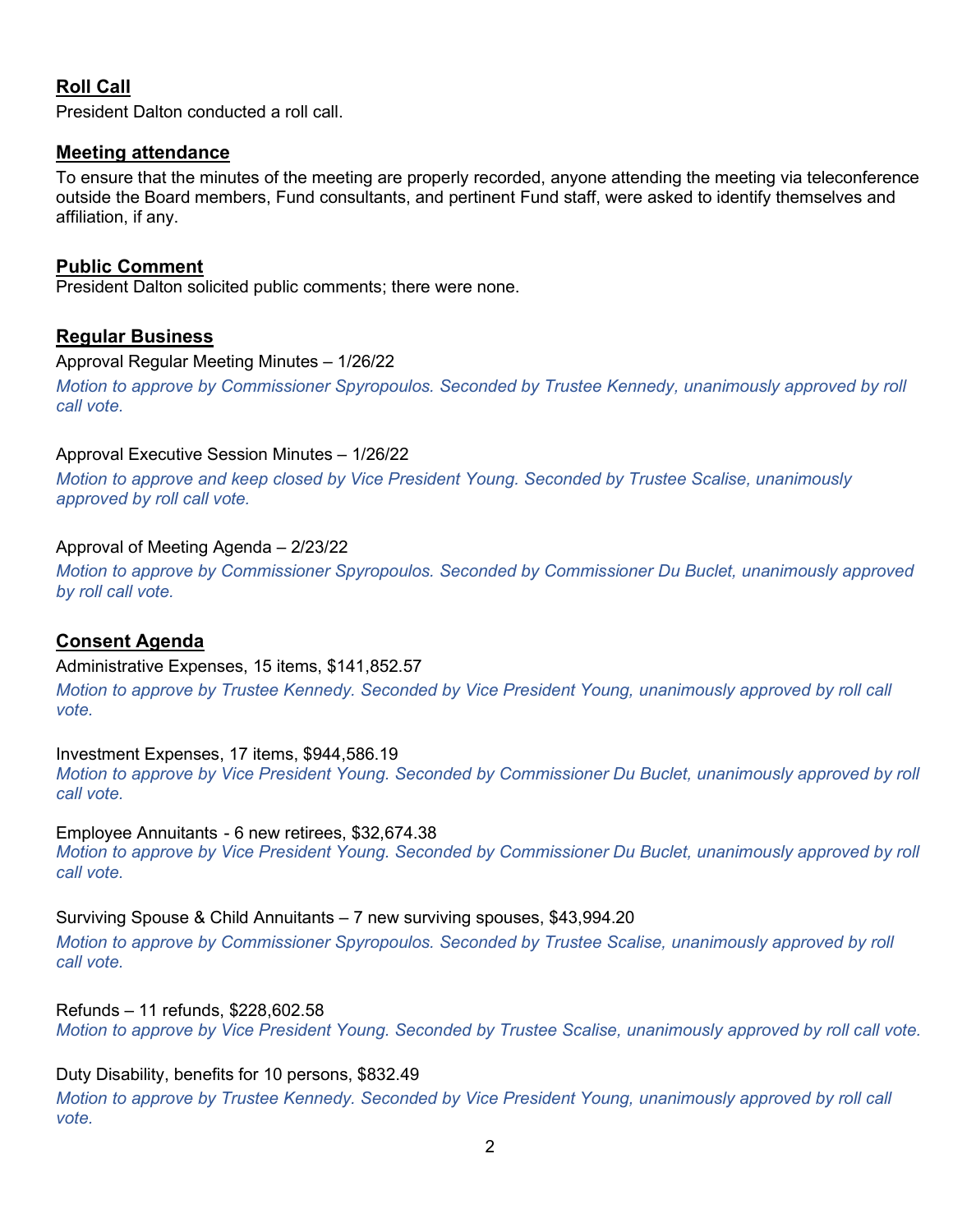## Roll Call

President Dalton conducted a roll call.

## Meeting attendance

To ensure that the minutes of the meeting are properly recorded, anyone attending the meeting via teleconference outside the Board members, Fund consultants, and pertinent Fund staff, were asked to identify themselves and affiliation, if any.

## Public Comment

President Dalton solicited public comments; there were none.

## Regular Business

Approval Regular Meeting Minutes – 1/26/22

*Motion to approve by Commissioner Spyropoulos. Seconded by Trustee Kennedy, unanimously approved by roll call vote.*

Approval Executive Session Minutes – 1/26/22

*Motion to approve and keep closed by Vice President Young. Seconded by Trustee Scalise, unanimously approved by roll call vote.*

Approval of Meeting Agenda – 2/23/22

*Motion to approve by Commissioner Spyropoulos. Seconded by Commissioner Du Buclet, unanimously approved by roll call vote.*

## Consent Agenda

Administrative Expenses, 15 items, $141,852.57

*Motion to approve by Trustee Kennedy. Seconded by Vice President Young, unanimously approved by roll call vote.*

Investment Expenses, 17 items, $944,586.19

*Motion to approve by Vice President Young. Seconded by Commissioner Du Buclet, unanimously approved by roll call vote.*

Employee Annuitants - 6 new retirees, $32,674.38

*Motion to approve by Vice President Young. Seconded by Commissioner Du Buclet, unanimously approved by roll call vote.*

Surviving Spouse & Child Annuitants – 7 new surviving spouses, $43,994.20

*Motion to approve by Commissioner Spyropoulos. Seconded by Trustee Scalise, unanimously approved by roll call vote.*

Refunds – 11 refunds, $228,602.58

*Motion to approve by Vice President Young. Seconded by Trustee Scalise, unanimously approved by roll call vote.*

Duty Disability, benefits for 10 persons, $832.49

*Motion to approve by Trustee Kennedy. Seconded by Vice President Young, unanimously approved by roll call vote.*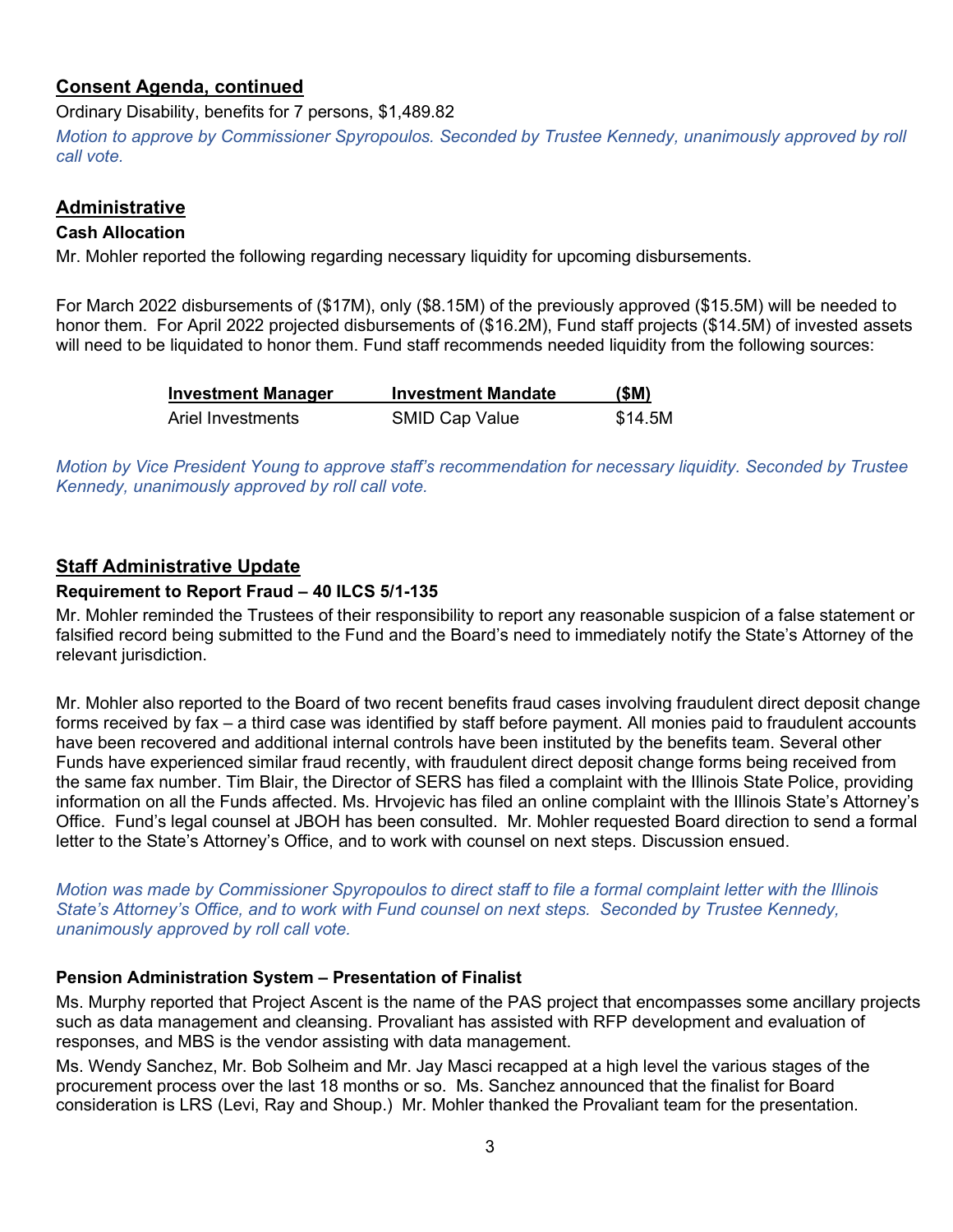## Consent Agenda, continued

Ordinary Disability, benefits for 7 persons, $1,489.82

*Motion to approve by Commissioner Spyropoulos. Seconded by Trustee Kennedy, unanimously approved by roll call vote.*

## Administrative

### Cash Allocation

Mr. Mohler reported the following regarding necessary liquidity for upcoming disbursements.

For March 2022 disbursements of ($17M), only ($8.15M) of the previously approved ($15.5M) will be needed to honor them. For April 2022 projected disbursements of ($16.2M), Fund staff projects ($14.5M) of invested assets will need to be liquidated to honor them. Fund staff recommends needed liquidity from the following sources:

| Investment Manager | Investment Mandate | ($M) |
|---|---|---|
| Ariel Investments | SMID Cap Value | $14.5M |

*Motion by Vice President Young to approve staff's recommendation for necessary liquidity. Seconded by Trustee Kennedy, unanimously approved by roll call vote.*

## Staff Administrative Update

### Requirement to Report Fraud – 40 ILCS 5/1-135

Mr. Mohler reminded the Trustees of their responsibility to report any reasonable suspicion of a false statement or falsified record being submitted to the Fund and the Board's need to immediately notify the State's Attorney of the relevant jurisdiction.

Mr. Mohler also reported to the Board of two recent benefits fraud cases involving fraudulent direct deposit change forms received by fax – a third case was identified by staff before payment. All monies paid to fraudulent accounts have been recovered and additional internal controls have been instituted by the benefits team. Several other Funds have experienced similar fraud recently, with fraudulent direct deposit change forms being received from the same fax number. Tim Blair, the Director of SERS has filed a complaint with the Illinois State Police, providing information on all the Funds affected. Ms. Hrvojevic has filed an online complaint with the Illinois State's Attorney's Office. Fund's legal counsel at JBOH has been consulted. Mr. Mohler requested Board direction to send a formal letter to the State's Attorney's Office, and to work with counsel on next steps. Discussion ensued.

*Motion was made by Commissioner Spyropoulos to direct staff to file a formal complaint letter with the Illinois State's Attorney's Office, and to work with Fund counsel on next steps. Seconded by Trustee Kennedy, unanimously approved by roll call vote.*

### Pension Administration System – Presentation of Finalist

Ms. Murphy reported that Project Ascent is the name of the PAS project that encompasses some ancillary projects such as data management and cleansing. Provaliant has assisted with RFP development and evaluation of responses, and MBS is the vendor assisting with data management.

Ms. Wendy Sanchez, Mr. Bob Solheim and Mr. Jay Masci recapped at a high level the various stages of the procurement process over the last 18 months or so. Ms. Sanchez announced that the finalist for Board consideration is LRS (Levi, Ray and Shoup.) Mr. Mohler thanked the Provaliant team for the presentation.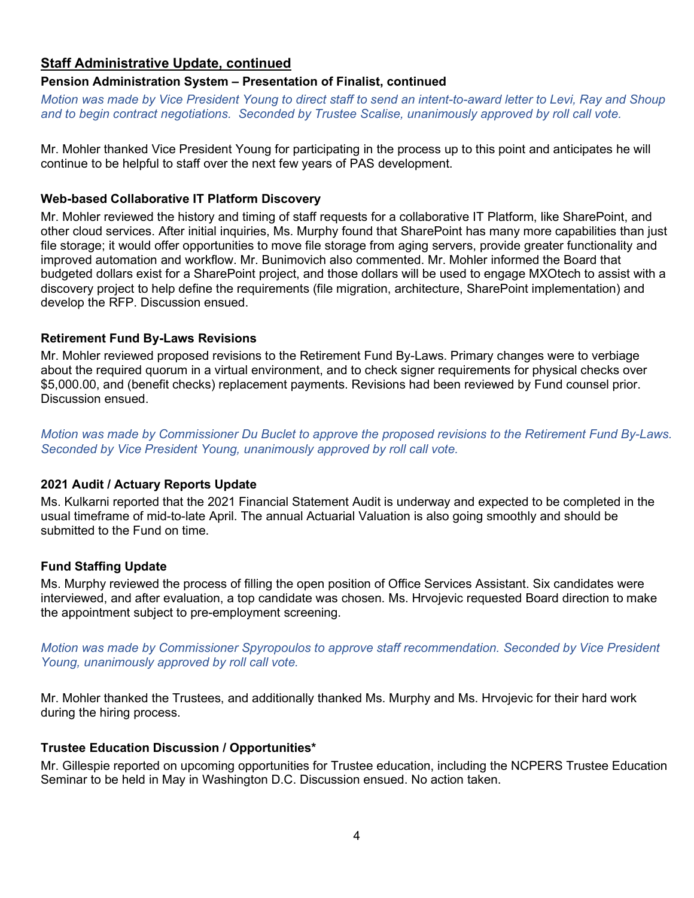## Staff Administrative Update, continued

### Pension Administration System – Presentation of Finalist, continued

*Motion was made by Vice President Young to direct staff to send an intent-to-award letter to Levi, Ray and Shoup and to begin contract negotiations. Seconded by Trustee Scalise, unanimously approved by roll call vote.*

Mr. Mohler thanked Vice President Young for participating in the process up to this point and anticipates he will continue to be helpful to staff over the next few years of PAS development.

### Web-based Collaborative IT Platform Discovery

Mr. Mohler reviewed the history and timing of staff requests for a collaborative IT Platform, like SharePoint, and other cloud services. After initial inquiries, Ms. Murphy found that SharePoint has many more capabilities than just file storage; it would offer opportunities to move file storage from aging servers, provide greater functionality and improved automation and workflow. Mr. Bunimovich also commented. Mr. Mohler informed the Board that budgeted dollars exist for a SharePoint project, and those dollars will be used to engage MXOtech to assist with a discovery project to help define the requirements (file migration, architecture, SharePoint implementation) and develop the RFP. Discussion ensued.

### Retirement Fund By-Laws Revisions

Mr. Mohler reviewed proposed revisions to the Retirement Fund By-Laws. Primary changes were to verbiage about the required quorum in a virtual environment, and to check signer requirements for physical checks over $5,000.00, and (benefit checks) replacement payments. Revisions had been reviewed by Fund counsel prior. Discussion ensued.

*Motion was made by Commissioner Du Buclet to approve the proposed revisions to the Retirement Fund By-Laws. Seconded by Vice President Young, unanimously approved by roll call vote.*

### 2021 Audit / Actuary Reports Update

Ms. Kulkarni reported that the 2021 Financial Statement Audit is underway and expected to be completed in the usual timeframe of mid-to-late April. The annual Actuarial Valuation is also going smoothly and should be submitted to the Fund on time.

### Fund Staffing Update

Ms. Murphy reviewed the process of filling the open position of Office Services Assistant. Six candidates were interviewed, and after evaluation, a top candidate was chosen. Ms. Hrvojevic requested Board direction to make the appointment subject to pre-employment screening.

*Motion was made by Commissioner Spyropoulos to approve staff recommendation. Seconded by Vice President Young, unanimously approved by roll call vote.*

Mr. Mohler thanked the Trustees, and additionally thanked Ms. Murphy and Ms. Hrvojevic for their hard work during the hiring process.

### Trustee Education Discussion / Opportunities*

Mr. Gillespie reported on upcoming opportunities for Trustee education, including the NCPERS Trustee Education Seminar to be held in May in Washington D.C. Discussion ensued. No action taken.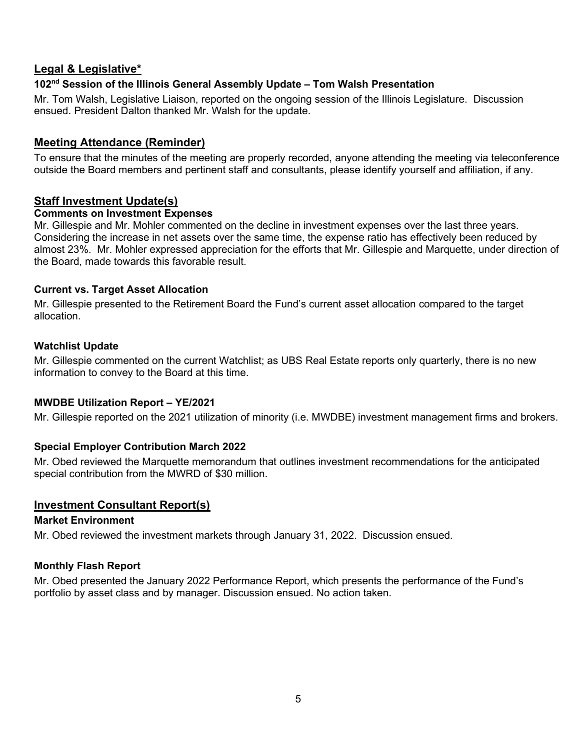## Legal & Legislative*

### 102nd Session of the Illinois General Assembly Update – Tom Walsh Presentation

Mr. Tom Walsh, Legislative Liaison, reported on the ongoing session of the Illinois Legislature. Discussion ensued. President Dalton thanked Mr. Walsh for the update.

## Meeting Attendance (Reminder)

To ensure that the minutes of the meeting are properly recorded, anyone attending the meeting via teleconference outside the Board members and pertinent staff and consultants, please identify yourself and affiliation, if any.

## Staff Investment Update(s)

### Comments on Investment Expenses

Mr. Gillespie and Mr. Mohler commented on the decline in investment expenses over the last three years. Considering the increase in net assets over the same time, the expense ratio has effectively been reduced by almost 23%. Mr. Mohler expressed appreciation for the efforts that Mr. Gillespie and Marquette, under direction of the Board, made towards this favorable result.

### Current vs. Target Asset Allocation

Mr. Gillespie presented to the Retirement Board the Fund's current asset allocation compared to the target allocation.

### Watchlist Update

Mr. Gillespie commented on the current Watchlist; as UBS Real Estate reports only quarterly, there is no new information to convey to the Board at this time.

### MWDBE Utilization Report – YE/2021

Mr. Gillespie reported on the 2021 utilization of minority (i.e. MWDBE) investment management firms and brokers.

### Special Employer Contribution March 2022

Mr. Obed reviewed the Marquette memorandum that outlines investment recommendations for the anticipated special contribution from the MWRD of $30 million.

## Investment Consultant Report(s)

### Market Environment

Mr. Obed reviewed the investment markets through January 31, 2022. Discussion ensued.

### Monthly Flash Report

Mr. Obed presented the January 2022 Performance Report, which presents the performance of the Fund's portfolio by asset class and by manager. Discussion ensued. No action taken.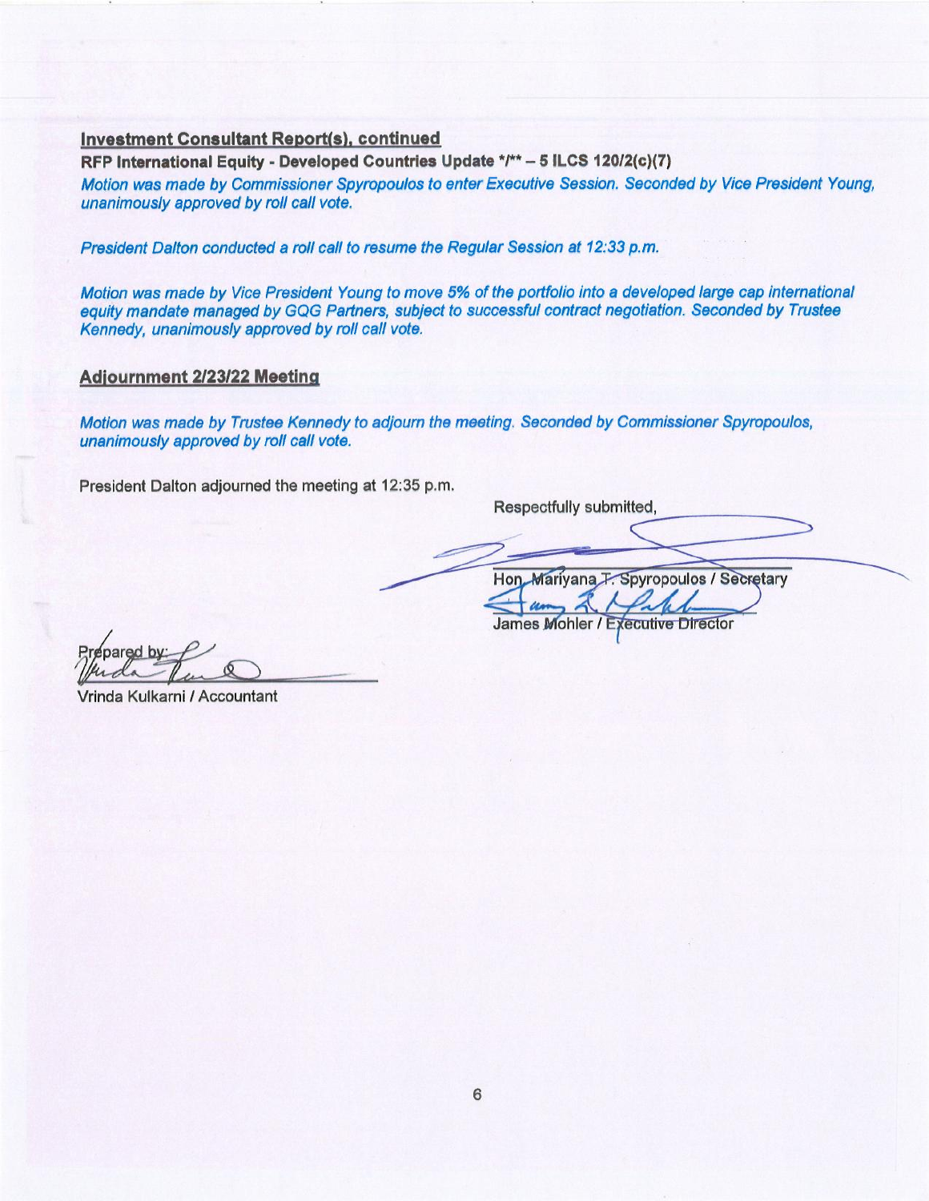**Investment Consultant Report(s), continued**

**RFP International Equity - Developed Countries Update */** – 5 ILCS 120/2(c)(7)**

*Motion was made by Commissioner Spyropoulos to enter Executive Session. Seconded by Vice President Young, unanimously approved by roll call vote.*

*President Dalton conducted a roll call to resume the Regular Session at 12:33 p.m.*

*Motion was made by Vice President Young to move 5% of the portfolio into a developed large cap international equity mandate managed by GQG Partners, subject to successful contract negotiation. Seconded by Trustee Kennedy, unanimously approved by roll call vote.*

**Adjournment 2/23/22 Meeting**

*Motion was made by Trustee Kennedy to adjourn the meeting. Seconded by Commissioner Spyropoulos, unanimously approved by roll call vote.*

President Dalton adjourned the meeting at 12:35 p.m.

Respectfully submitted,

Hon. Mariyana T. Spyropoulos / Secretary

James Mohler / Executive Director

Prepared by:

Vrinda Kulkarni / Accountant